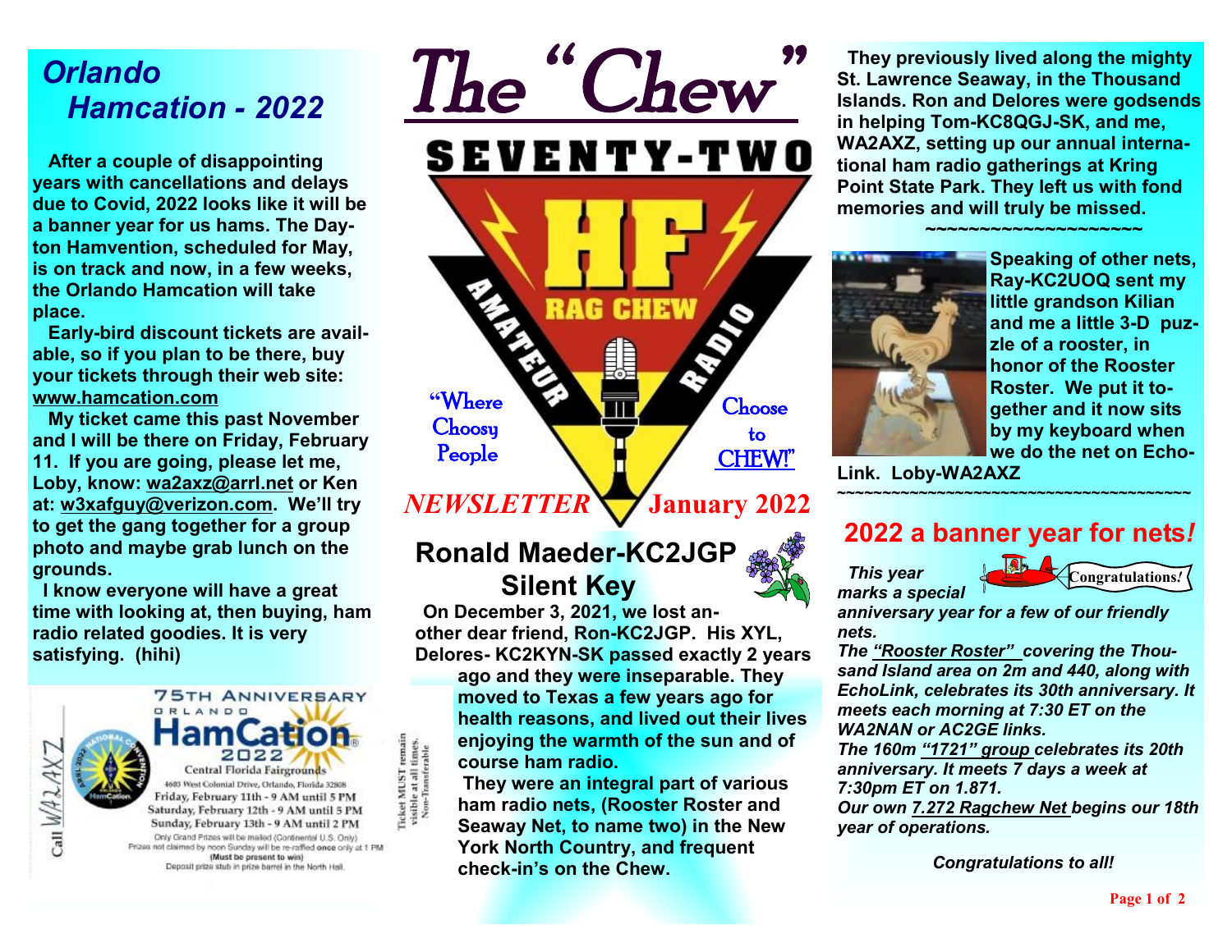# The "Chew"

**SEVENTY-TWO**

**HF AMATEUR RADIO RAG CHEW**

"Where Choosy People Choose to CHEW!"

*NEWSLETTER* **January 2022**

## *Orlando Hamcation - 2022*

**After a couple of disappointing years with cancellations and delays due to Covid, 2022 looks like it will be a banner year for us hams. The Dayton Hamvention, scheduled for May, is on track and now, in a few weeks, the Orlando Hamcation will take place.**

**Early-bird discount tickets are available, so if you plan to be there, buy your tickets through their web site: www.hamcation.com**

**My ticket came this past November and I will be there on Friday, February 11. If you are going, please let me, Loby, know: wa2axz@arrl.net or Ken at: w3xafguy@verizon.com. We'll try to get the gang together for a group photo and maybe grab lunch on the grounds.**

**I know everyone will have a great time with looking at, then buying, ham radio related goodies. It is very satisfying. (hihi)**

Call WA2AXZ

75TH ANNIVERSARY ORLANDO HamCation 2022

Central Florida Fairgrounds
4603 West Colonial Drive, Orlando, Florida 32808
Friday, February 11th - 9 AM until 5 PM
Saturday, February 12th - 9 AM until 5 PM
Sunday, February 13th - 9 AM until 2 PM
Only Grand Prizes will be mailed (Continental U.S. Only)
Prizes not claimed by noon Sunday will be re-raffled **once** only at 1 PM
**(Must be present to win)**
Deposit prize stub in prize barrel in the North Hall.

Ticket MUST remain visible at all times. Non-Transferable

## Ronald Maeder-KC2JGP Silent Key

**On December 3, 2021, we lost another dear friend, Ron-KC2JGP. His XYL, Delores- KC2KYN-SK passed exactly 2 years ago and they were inseparable. They moved to Texas a few years ago for health reasons, and lived out their lives enjoying the warmth of the sun and of course ham radio.**

**They were an integral part of various ham radio nets, (Rooster Roster and Seaway Net, to name two) in the New York North Country, and frequent check-in's on the Chew.**

**They previously lived along the mighty St. Lawrence Seaway, in the Thousand Islands. Ron and Delores were godsends in helping Tom-KC8QGJ-SK, and me, WA2AXZ, setting up our annual international ham radio gatherings at Kring Point State Park. They left us with fond memories and will truly be missed.**

~~~~~~~~~~~~~~~~~~~~~

**Speaking of other nets, Ray-KC2UOQ sent my little grandson Kilian and me a little 3-D puzzle of a rooster, in honor of the Rooster Roster. We put it together and it now sits by my keyboard when we do the net on Echo-Link. Loby-WA2AXZ**

~~~~~~~~~~~~~~~~~~~~~~~~~~~~~~~~~~~~~~~

## 2022 a banner year for nets*!*

Congratulations!

***This year marks a special anniversary year for a few of our friendly nets.***

***The "Rooster Roster" covering the Thousand Island area on 2m and 440, along with EchoLink, celebrates its 30th anniversary. It meets each morning at 7:30 ET on the WA2NAN or AC2GE links.***

***The 160m "1721" group celebrates its 20th anniversary. It meets 7 days a week at 7:30pm ET on 1.871.***

***Our own 7.272 Ragchew Net begins our 18th year of operations.***

***Congratulations to all!***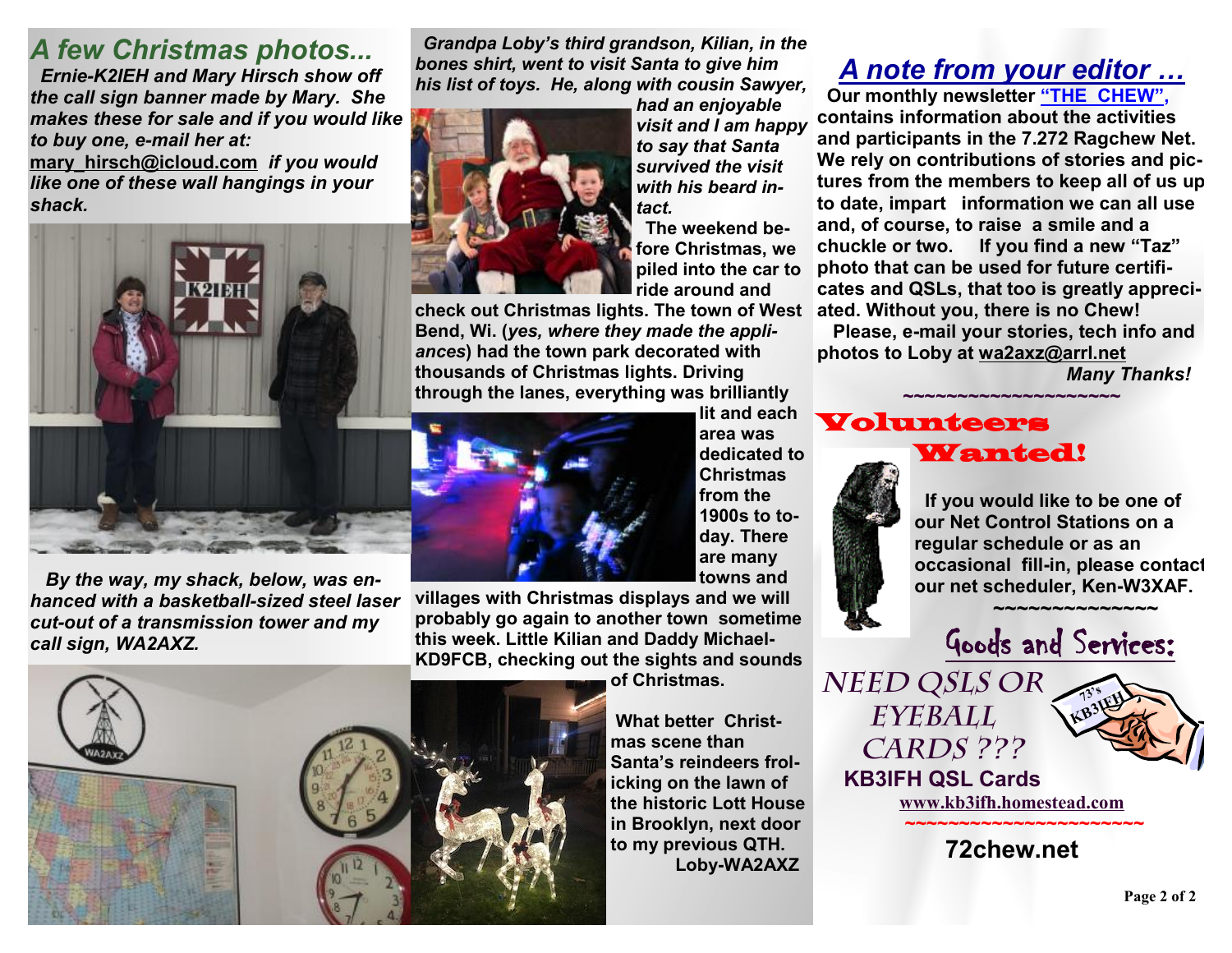## *A few Christmas photos...*

***Ernie-K2IEH and Mary Hirsch show off the call sign banner made by Mary. She makes these for sale and if you would like to buy one, e-mail her at: mary_hirsch@icloud.com if you would like one of these wall hangings in your shack.***

***By the way, my shack, below, was enhanced with a basketball-sized steel laser cut-out of a transmission tower and my call sign, WA2AXZ.***

***Grandpa Loby's third grandson, Kilian, in the bones shirt, went to visit Santa to give him his list of toys. He, along with cousin Sawyer, had an enjoyable visit and I am happy to say that Santa survived the visit with his beard intact.***

**The weekend before Christmas, we piled into the car to ride around and check out Christmas lights. The town of West Bend, Wi. (*yes, where they made the appliances*) had the town park decorated with thousands of Christmas lights. Driving through the lanes, everything was brilliantly lit and each area was dedicated to Christmas from the 1900s to today. There are many towns and villages with Christmas displays and we will probably go again to another town sometime this week. Little Kilian and Daddy Michael-KD9FCB, checking out the sights and sounds of Christmas.**

**What better Christmas scene than Santa's reindeers frolicking on the lawn of the historic Lott House in Brooklyn, next door to my previous QTH.**

**Loby-WA2AXZ**

## *A note from your editor ...*

**Our monthly newsletter "THE CHEW", contains information about the activities and participants in the 7.272 Ragchew Net. We rely on contributions of stories and pictures from the members to keep all of us up to date, impart information we can all use and, of course, to raise a smile and a chuckle or two. If you find a new "Taz" photo that can be used for future certificates and QSLs, that too is greatly appreciated. Without you, there is no Chew!**

**Please, e-mail your stories, tech info and photos to Loby at wa2axz@arrl.net**

***Many Thanks!***

~~~~~~~~~~~~~~~~~~~~

## Volunteers Wanted!

**If you would like to be one of our Net Control Stations on a regular schedule or as an occasional fill-in, please contact our net scheduler, Ken-W3XAF.**

~~~~~~~~~~~~~~~

## Goods and Services:

NEED QSLS OR EYEBALL CARDS ???

**KB3IFH QSL Cards**

**www.kb3ifh.homestead.com**

~~~~~~~~~~~~~~~~~~~~~~~

**72chew.net**